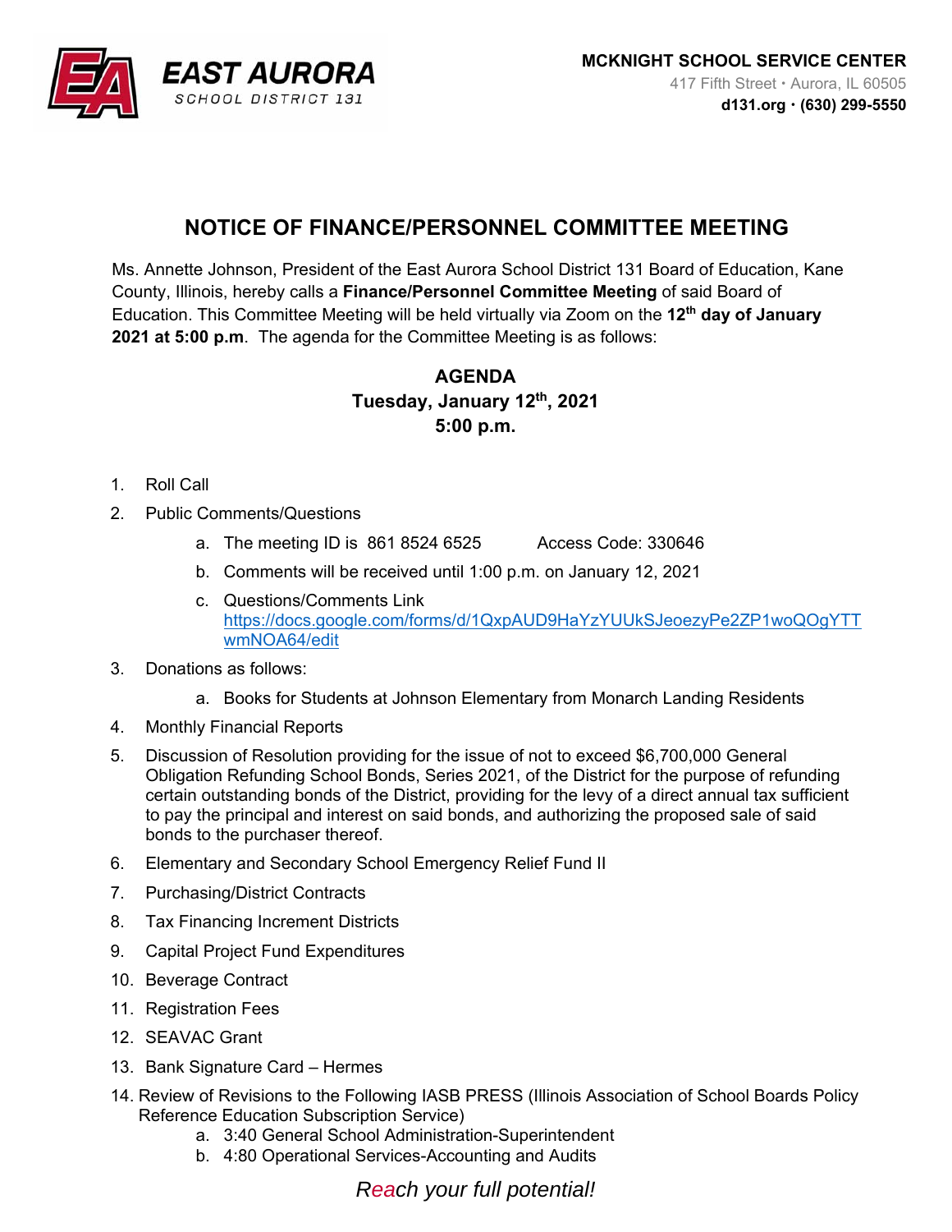**EAST AURORA**
SCHOOL DISTRICT 131

**MCKNIGHT SCHOOL SERVICE CENTER**
417 Fifth Street • Aurora, IL 60505
**d131.org • (630) 299-5550**

# NOTICE OF FINANCE/PERSONNEL COMMITTEE MEETING

Ms. Annette Johnson, President of the East Aurora School District 131 Board of Education, Kane County, Illinois, hereby calls a **Finance/Personnel Committee Meeting** of said Board of Education. This Committee Meeting will be held virtually via Zoom on the **12th day of January 2021 at 5:00 p.m**. The agenda for the Committee Meeting is as follows:

**AGENDA**
**Tuesday, January 12th, 2021**
**5:00 p.m.**

1. Roll Call
2. Public Comments/Questions
   a. The meeting ID is 861 8524 6525 Access Code: 330646
   b. Comments will be received until 1:00 p.m. on January 12, 2021
   c. Questions/Comments Link https://docs.google.com/forms/d/1QxpAUD9HaYzYUUkSJeoezyPe2ZP1woQOgYTTwmNOA64/edit
3. Donations as follows:
   a. Books for Students at Johnson Elementary from Monarch Landing Residents
4. Monthly Financial Reports
5. Discussion of Resolution providing for the issue of not to exceed $6,700,000 General Obligation Refunding School Bonds, Series 2021, of the District for the purpose of refunding certain outstanding bonds of the District, providing for the levy of a direct annual tax sufficient to pay the principal and interest on said bonds, and authorizing the proposed sale of said bonds to the purchaser thereof.
6. Elementary and Secondary School Emergency Relief Fund II
7. Purchasing/District Contracts
8. Tax Financing Increment Districts
9. Capital Project Fund Expenditures
10. Beverage Contract
11. Registration Fees
12. SEAVAC Grant
13. Bank Signature Card – Hermes
14. Review of Revisions to the Following IASB PRESS (Illinois Association of School Boards Policy Reference Education Subscription Service)
    a. 3:40 General School Administration-Superintendent
    b. 4:80 Operational Services-Accounting and Audits

*Reach your full potential!*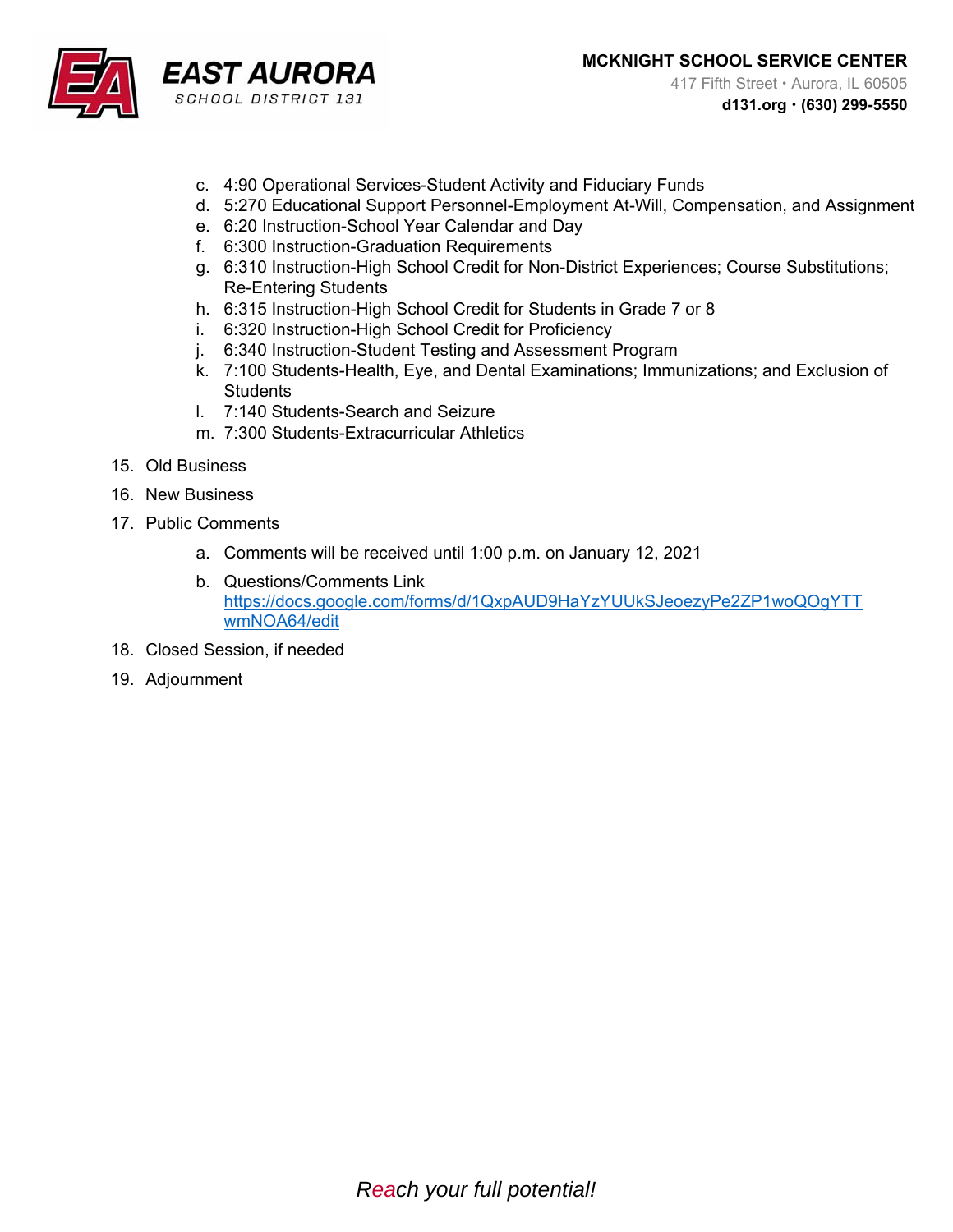c. 4:90 Operational Services-Student Activity and Fiduciary Funds
d. 5:270 Educational Support Personnel-Employment At-Will, Compensation, and Assignment
e. 6:20 Instruction-School Year Calendar and Day
f. 6:300 Instruction-Graduation Requirements
g. 6:310 Instruction-High School Credit for Non-District Experiences; Course Substitutions; Re-Entering Students
h. 6:315 Instruction-High School Credit for Students in Grade 7 or 8
i. 6:320 Instruction-High School Credit for Proficiency
j. 6:340 Instruction-Student Testing and Assessment Program
k. 7:100 Students-Health, Eye, and Dental Examinations; Immunizations; and Exclusion of Students
l. 7:140 Students-Search and Seizure
m. 7:300 Students-Extracurricular Athletics

15. Old Business
16. New Business
17. Public Comments
    a. Comments will be received until 1:00 p.m. on January 12, 2021
    b. Questions/Comments Link https://docs.google.com/forms/d/1QxpAUD9HaYzYUUkSJeoezyPe2ZP1woQOgYTTwmNOA64/edit
18. Closed Session, if needed
19. Adjournment